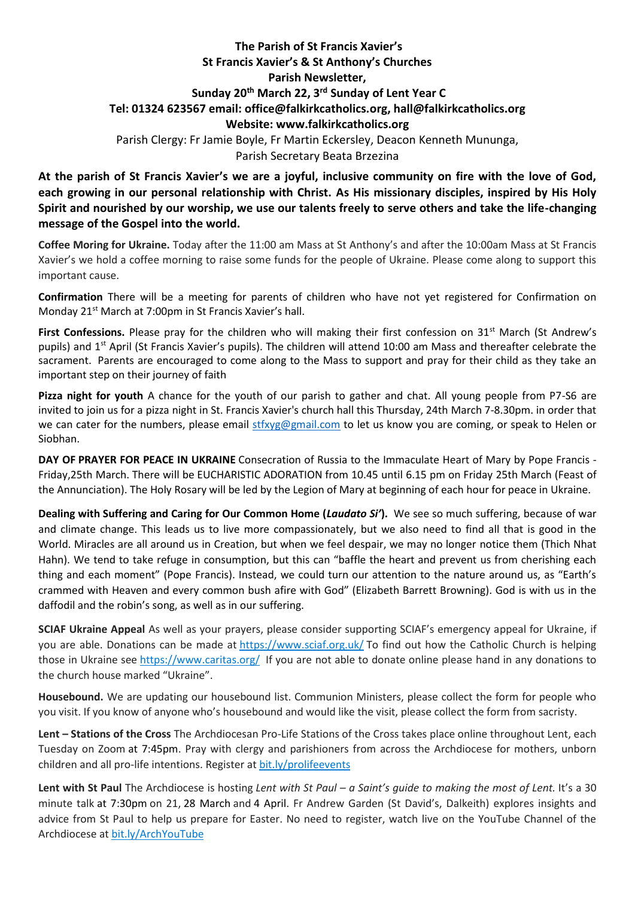**The Parish of St Francis Xavier's**
**St Francis Xavier's & St Anthony's Churches**
**Parish Newsletter,**
**Sunday 20th March 22, 3rd Sunday of Lent Year C**
**Tel: 01324 623567 email: office@falkirkcatholics.org, hall@falkirkcatholics.org**
**Website: www.falkirkcatholics.org**

Parish Clergy: Fr Jamie Boyle, Fr Martin Eckersley, Deacon Kenneth Mununga,
Parish Secretary Beata Brzezina

**At the parish of St Francis Xavier's we are a joyful, inclusive community on fire with the love of God, each growing in our personal relationship with Christ. As His missionary disciples, inspired by His Holy Spirit and nourished by our worship, we use our talents freely to serve others and take the life-changing message of the Gospel into the world.**

**Coffee Moring for Ukraine.** Today after the 11:00 am Mass at St Anthony's and after the 10:00am Mass at St Francis Xavier's we hold a coffee morning to raise some funds for the people of Ukraine. Please come along to support this important cause.

**Confirmation** There will be a meeting for parents of children who have not yet registered for Confirmation on Monday 21st March at 7:00pm in St Francis Xavier's hall.

**First Confessions.** Please pray for the children who will making their first confession on 31st March (St Andrew's pupils) and 1st April (St Francis Xavier's pupils). The children will attend 10:00 am Mass and thereafter celebrate the sacrament. Parents are encouraged to come along to the Mass to support and pray for their child as they take an important step on their journey of faith

**Pizza night for youth** A chance for the youth of our parish to gather and chat. All young people from P7-S6 are invited to join us for a pizza night in St. Francis Xavier's church hall this Thursday, 24th March 7-8.30pm. in order that we can cater for the numbers, please email stfxyg@gmail.com to let us know you are coming, or speak to Helen or Siobhan.

**DAY OF PRAYER FOR PEACE IN UKRAINE** Consecration of Russia to the Immaculate Heart of Mary by Pope Francis - Friday,25th March. There will be EUCHARISTIC ADORATION from 10.45 until 6.15 pm on Friday 25th March (Feast of the Annunciation). The Holy Rosary will be led by the Legion of Mary at beginning of each hour for peace in Ukraine.

**Dealing with Suffering and Caring for Our Common Home (*Laudato Si'*).** We see so much suffering, because of war and climate change. This leads us to live more compassionately, but we also need to find all that is good in the World. Miracles are all around us in Creation, but when we feel despair, we may no longer notice them (Thich Nhat Hahn). We tend to take refuge in consumption, but this can "baffle the heart and prevent us from cherishing each thing and each moment" (Pope Francis). Instead, we could turn our attention to the nature around us, as "Earth's crammed with Heaven and every common bush afire with God" (Elizabeth Barrett Browning). God is with us in the daffodil and the robin's song, as well as in our suffering.

**SCIAF Ukraine Appeal** As well as your prayers, please consider supporting SCIAF's emergency appeal for Ukraine, if you are able. Donations can be made at https://www.sciaf.org.uk/ To find out how the Catholic Church is helping those in Ukraine see https://www.caritas.org/ If you are not able to donate online please hand in any donations to the church house marked "Ukraine".

**Housebound.** We are updating our housebound list. Communion Ministers, please collect the form for people who you visit. If you know of anyone who's housebound and would like the visit, please collect the form from sacristy.

**Lent – Stations of the Cross** The Archdiocesan Pro-Life Stations of the Cross takes place online throughout Lent, each Tuesday on Zoom at 7:45pm. Pray with clergy and parishioners from across the Archdiocese for mothers, unborn children and all pro-life intentions. Register at bit.ly/prolifeevents

**Lent with St Paul** The Archdiocese is hosting *Lent with St Paul – a Saint's guide to making the most of Lent.* It's a 30 minute talk at 7:30pm on 21, 28 March and 4 April. Fr Andrew Garden (St David's, Dalkeith) explores insights and advice from St Paul to help us prepare for Easter. No need to register, watch live on the YouTube Channel of the Archdiocese at bit.ly/ArchYouTube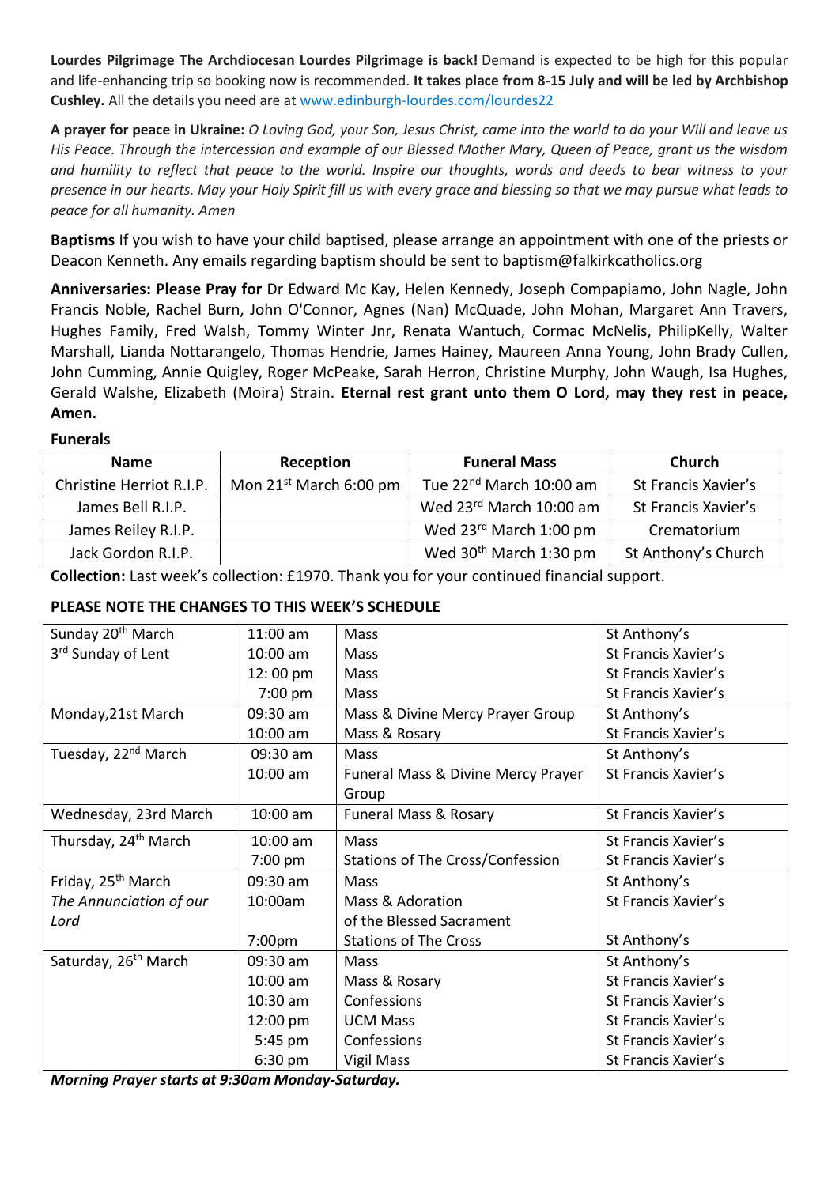**Lourdes Pilgrimage The Archdiocesan Lourdes Pilgrimage is back!** Demand is expected to be high for this popular and life-enhancing trip so booking now is recommended. **It takes place from 8-15 July and will be led by Archbishop Cushley.** All the details you need are at www.edinburgh-lourdes.com/lourdes22

**A prayer for peace in Ukraine:** *O Loving God, your Son, Jesus Christ, came into the world to do your Will and leave us His Peace. Through the intercession and example of our Blessed Mother Mary, Queen of Peace, grant us the wisdom and humility to reflect that peace to the world. Inspire our thoughts, words and deeds to bear witness to your presence in our hearts. May your Holy Spirit fill us with every grace and blessing so that we may pursue what leads to peace for all humanity. Amen*

**Baptisms** If you wish to have your child baptised, please arrange an appointment with one of the priests or Deacon Kenneth. Any emails regarding baptism should be sent to baptism@falkirkcatholics.org

**Anniversaries: Please Pray for** Dr Edward Mc Kay, Helen Kennedy, Joseph Compapiamo, John Nagle, John Francis Noble, Rachel Burn, John O'Connor, Agnes (Nan) McQuade, John Mohan, Margaret Ann Travers, Hughes Family, Fred Walsh, Tommy Winter Jnr, Renata Wantuch, Cormac McNelis, PhilipKelly, Walter Marshall, Lianda Nottarangelo, Thomas Hendrie, James Hainey, Maureen Anna Young, John Brady Cullen, John Cumming, Annie Quigley, Roger McPeake, Sarah Herron, Christine Murphy, John Waugh, Isa Hughes, Gerald Walshe, Elizabeth (Moira) Strain. **Eternal rest grant unto them O Lord, may they rest in peace, Amen.**

**Funerals**

| Name | Reception | Funeral Mass | Church |
|---|---|---|---|
| Christine Herriot R.I.P. | Mon 21st March 6:00 pm | Tue 22nd March 10:00 am | St Francis Xavier's |
| James Bell R.I.P. | | Wed 23rd March 10:00 am | St Francis Xavier's |
| James Reiley R.I.P. | | Wed 23rd March 1:00 pm | Crematorium |
| Jack Gordon R.I.P. | | Wed 30th March 1:30 pm | St Anthony's Church |

**Collection:** Last week's collection: £1970. Thank you for your continued financial support.

**PLEASE NOTE THE CHANGES TO THIS WEEK'S SCHEDULE**

| | | | |
|---|---|---|---|
| Sunday 20th March<br>3rd Sunday of Lent | 11:00 am<br>10:00 am<br>12: 00 pm<br>7:00 pm | Mass<br>Mass<br>Mass<br>Mass | St Anthony's<br>St Francis Xavier's<br>St Francis Xavier's<br>St Francis Xavier's |
| Monday,21st March | 09:30 am<br>10:00 am | Mass & Divine Mercy Prayer Group<br>Mass & Rosary | St Anthony's<br>St Francis Xavier's |
| Tuesday, 22nd March | 09:30 am<br>10:00 am | Mass<br>Funeral Mass & Divine Mercy Prayer Group | St Anthony's<br>St Francis Xavier's |
| Wednesday, 23rd March | 10:00 am | Funeral Mass & Rosary | St Francis Xavier's |
| Thursday, 24th March | 10:00 am<br>7:00 pm | Mass<br>Stations of The Cross/Confession | St Francis Xavier's<br>St Francis Xavier's |
| Friday, 25th March<br>*The Annunciation of our Lord* | 09:30 am<br>10:00am<br>7:00pm | Mass<br>Mass & Adoration of the Blessed Sacrament<br>Stations of The Cross | St Anthony's<br>St Francis Xavier's<br>St Anthony's |
| Saturday, 26th March | 09:30 am<br>10:00 am<br>10:30 am<br>12:00 pm<br>5:45 pm<br>6:30 pm | Mass<br>Mass & Rosary<br>Confessions<br>UCM Mass<br>Confessions<br>Vigil Mass | St Anthony's<br>St Francis Xavier's<br>St Francis Xavier's<br>St Francis Xavier's<br>St Francis Xavier's<br>St Francis Xavier's |

***Morning Prayer starts at 9:30am Monday-Saturday.***